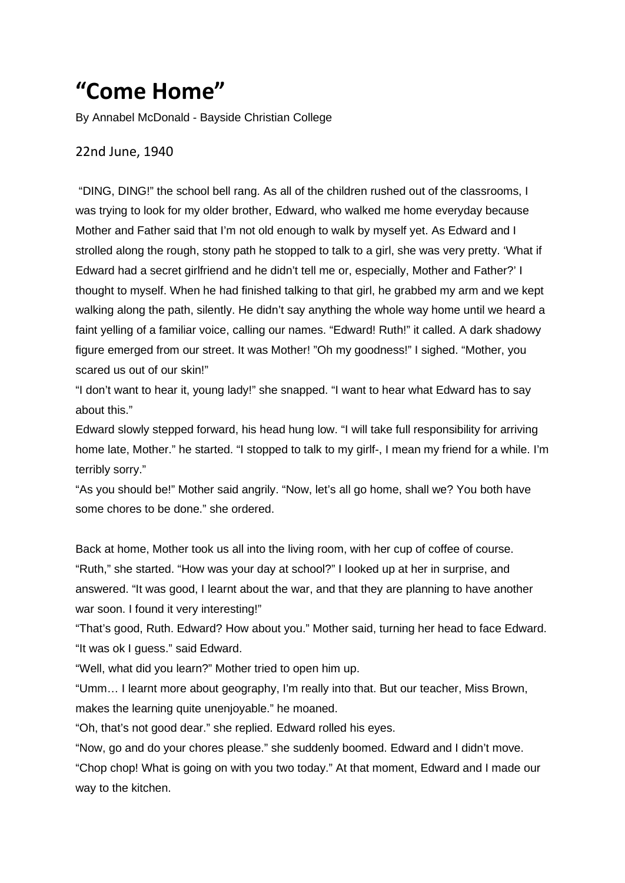# “Come Home”

By Annabel McDonald - Bayside Christian College

22nd June, 1940

“DING, DING!” the school bell rang. As all of the children rushed out of the classrooms, I was trying to look for my older brother, Edward, who walked me home everyday because Mother and Father said that I’m not old enough to walk by myself yet. As Edward and I strolled along the rough, stony path he stopped to talk to a girl, she was very pretty. ‘What if Edward had a secret girlfriend and he didn’t tell me or, especially, Mother and Father?’ I thought to myself. When he had finished talking to that girl, he grabbed my arm and we kept walking along the path, silently. He didn’t say anything the whole way home until we heard a faint yelling of a familiar voice, calling our names. “Edward! Ruth!” it called. A dark shadowy figure emerged from our street. It was Mother! ”Oh my goodness!” I sighed. “Mother, you scared us out of our skin!”

“I don’t want to hear it, young lady!” she snapped. “I want to hear what Edward has to say about this.”

Edward slowly stepped forward, his head hung low. “I will take full responsibility for arriving home late, Mother.” he started. “I stopped to talk to my girlf-, I mean my friend for a while. I’m terribly sorry.”

“As you should be!” Mother said angrily. “Now, let’s all go home, shall we? You both have some chores to be done.” she ordered.

Back at home, Mother took us all into the living room, with her cup of coffee of course. “Ruth,” she started. “How was your day at school?” I looked up at her in surprise, and answered. “It was good, I learnt about the war, and that they are planning to have another war soon. I found it very interesting!”

“That’s good, Ruth. Edward? How about you.” Mother said, turning her head to face Edward.

“It was ok I guess.” said Edward.

“Well, what did you learn?” Mother tried to open him up.

“Umm… I learnt more about geography, I’m really into that. But our teacher, Miss Brown, makes the learning quite unenjoyable.” he moaned.

“Oh, that’s not good dear.” she replied. Edward rolled his eyes.

“Now, go and do your chores please.” she suddenly boomed. Edward and I didn’t move.

“Chop chop! What is going on with you two today.” At that moment, Edward and I made our way to the kitchen.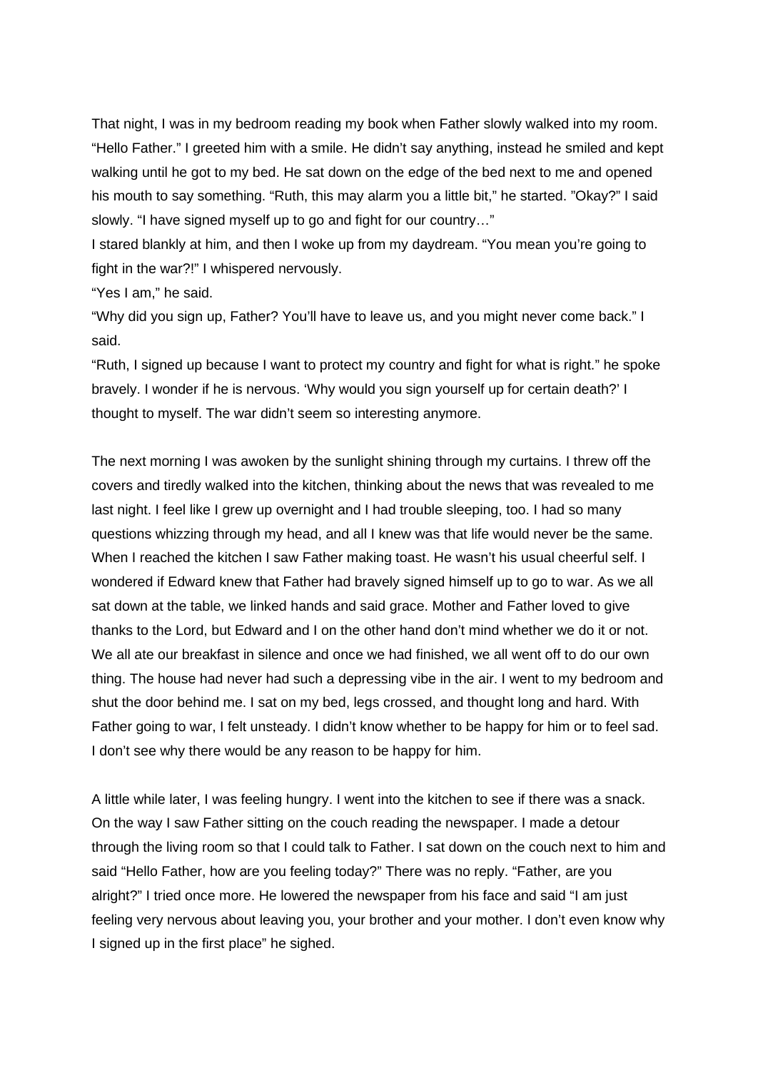That night, I was in my bedroom reading my book when Father slowly walked into my room. "Hello Father." I greeted him with a smile. He didn't say anything, instead he smiled and kept walking until he got to my bed. He sat down on the edge of the bed next to me and opened his mouth to say something. "Ruth, this may alarm you a little bit," he started. "Okay?" I said slowly. "I have signed myself up to go and fight for our country…"

I stared blankly at him, and then I woke up from my daydream. "You mean you're going to fight in the war?!" I whispered nervously.

"Yes I am," he said.

"Why did you sign up, Father? You'll have to leave us, and you might never come back." I said.

"Ruth, I signed up because I want to protect my country and fight for what is right." he spoke bravely. I wonder if he is nervous. 'Why would you sign yourself up for certain death?' I thought to myself. The war didn't seem so interesting anymore.

The next morning I was awoken by the sunlight shining through my curtains. I threw off the covers and tiredly walked into the kitchen, thinking about the news that was revealed to me last night. I feel like I grew up overnight and I had trouble sleeping, too. I had so many questions whizzing through my head, and all I knew was that life would never be the same. When I reached the kitchen I saw Father making toast. He wasn't his usual cheerful self. I wondered if Edward knew that Father had bravely signed himself up to go to war. As we all sat down at the table, we linked hands and said grace. Mother and Father loved to give thanks to the Lord, but Edward and I on the other hand don't mind whether we do it or not. We all ate our breakfast in silence and once we had finished, we all went off to do our own thing. The house had never had such a depressing vibe in the air. I went to my bedroom and shut the door behind me. I sat on my bed, legs crossed, and thought long and hard. With Father going to war, I felt unsteady. I didn't know whether to be happy for him or to feel sad. I don't see why there would be any reason to be happy for him.

A little while later, I was feeling hungry. I went into the kitchen to see if there was a snack. On the way I saw Father sitting on the couch reading the newspaper. I made a detour through the living room so that I could talk to Father. I sat down on the couch next to him and said "Hello Father, how are you feeling today?" There was no reply. "Father, are you alright?" I tried once more. He lowered the newspaper from his face and said "I am just feeling very nervous about leaving you, your brother and your mother. I don't even know why I signed up in the first place" he sighed.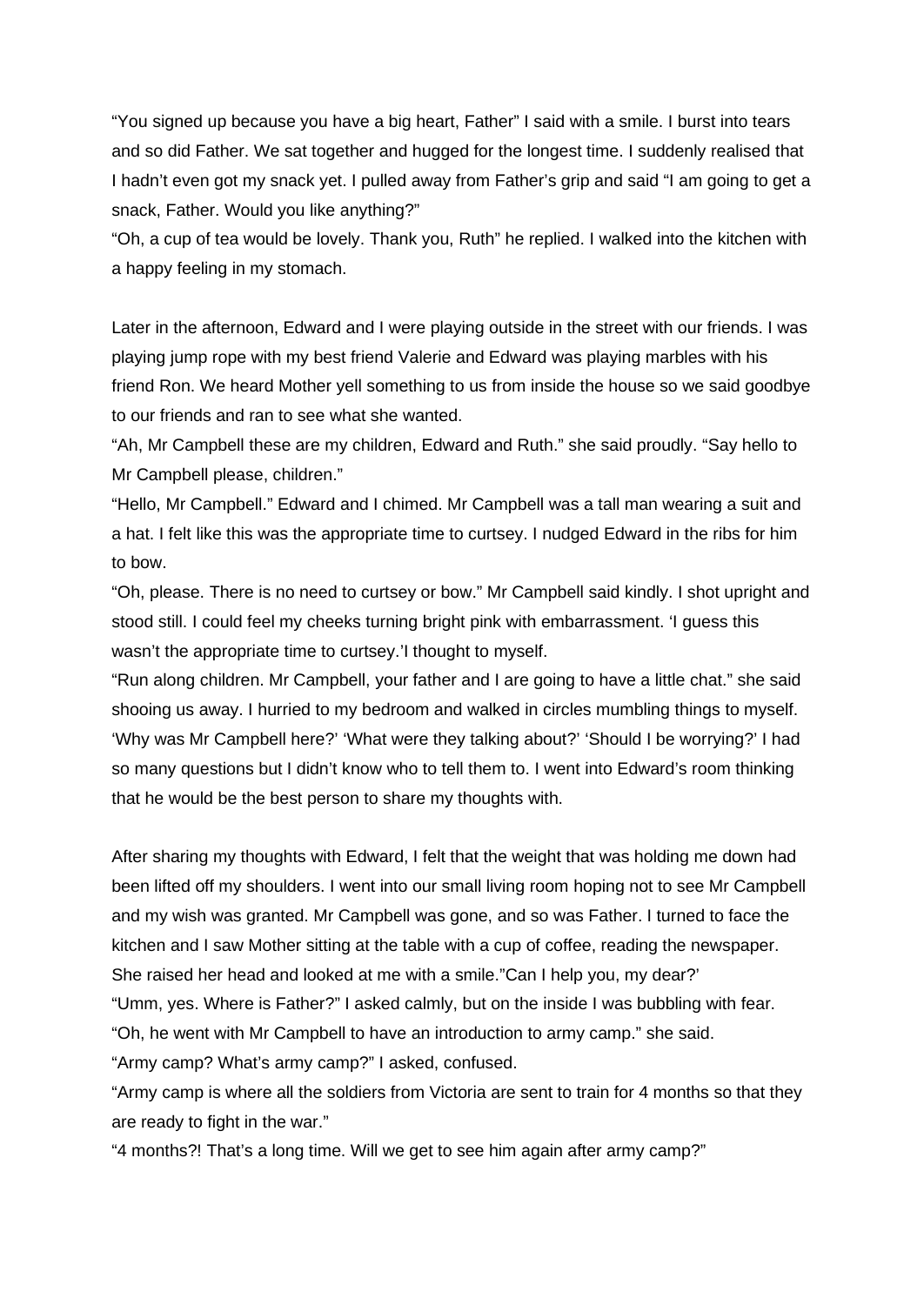“You signed up because you have a big heart, Father” I said with a smile. I burst into tears and so did Father. We sat together and hugged for the longest time. I suddenly realised that I hadn’t even got my snack yet. I pulled away from Father’s grip and said “I am going to get a snack, Father. Would you like anything?”
“Oh, a cup of tea would be lovely. Thank you, Ruth” he replied. I walked into the kitchen with a happy feeling in my stomach.

Later in the afternoon, Edward and I were playing outside in the street with our friends. I was playing jump rope with my best friend Valerie and Edward was playing marbles with his friend Ron. We heard Mother yell something to us from inside the house so we said goodbye to our friends and ran to see what she wanted.
“Ah, Mr Campbell these are my children, Edward and Ruth.” she said proudly. “Say hello to Mr Campbell please, children.”
“Hello, Mr Campbell.” Edward and I chimed. Mr Campbell was a tall man wearing a suit and a hat. I felt like this was the appropriate time to curtsey. I nudged Edward in the ribs for him to bow.
“Oh, please. There is no need to curtsey or bow.” Mr Campbell said kindly. I shot upright and stood still. I could feel my cheeks turning bright pink with embarrassment. ‘I guess this wasn’t the appropriate time to curtsey.’I thought to myself.
“Run along children. Mr Campbell, your father and I are going to have a little chat.” she said shooing us away. I hurried to my bedroom and walked in circles mumbling things to myself. ‘Why was Mr Campbell here?’ ‘What were they talking about?’ ‘Should I be worrying?’ I had so many questions but I didn’t know who to tell them to. I went into Edward’s room thinking that he would be the best person to share my thoughts with.

After sharing my thoughts with Edward, I felt that the weight that was holding me down had been lifted off my shoulders. I went into our small living room hoping not to see Mr Campbell and my wish was granted. Mr Campbell was gone, and so was Father. I turned to face the kitchen and I saw Mother sitting at the table with a cup of coffee, reading the newspaper. She raised her head and looked at me with a smile.”Can I help you, my dear?’
“Umm, yes. Where is Father?” I asked calmly, but on the inside I was bubbling with fear.
“Oh, he went with Mr Campbell to have an introduction to army camp.” she said.
“Army camp? What’s army camp?” I asked, confused.
“Army camp is where all the soldiers from Victoria are sent to train for 4 months so that they are ready to fight in the war.”
“4 months?! That’s a long time. Will we get to see him again after army camp?”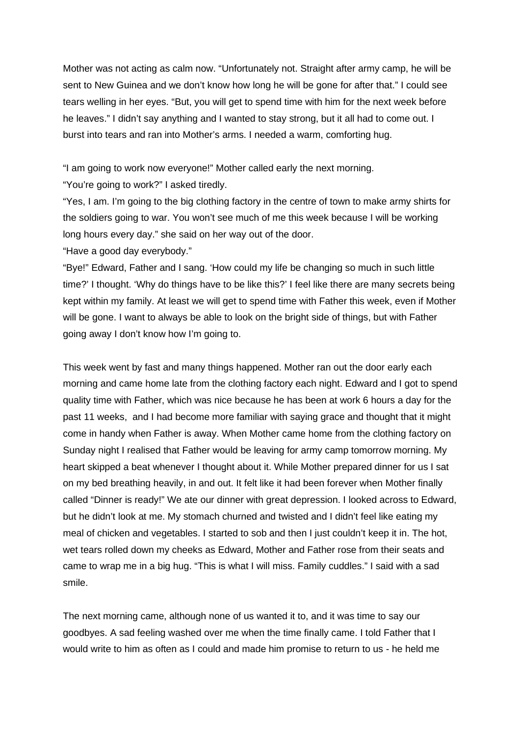Mother was not acting as calm now. "Unfortunately not. Straight after army camp, he will be sent to New Guinea and we don't know how long he will be gone for after that." I could see tears welling in her eyes. "But, you will get to spend time with him for the next week before he leaves." I didn't say anything and I wanted to stay strong, but it all had to come out. I burst into tears and ran into Mother's arms. I needed a warm, comforting hug.

"I am going to work now everyone!" Mother called early the next morning.
"You're going to work?" I asked tiredly.
"Yes, I am. I'm going to the big clothing factory in the centre of town to make army shirts for the soldiers going to war. You won't see much of me this week because I will be working long hours every day." she said on her way out of the door.
"Have a good day everybody."
"Bye!" Edward, Father and I sang. 'How could my life be changing so much in such little time?' I thought. 'Why do things have to be like this?' I feel like there are many secrets being kept within my family. At least we will get to spend time with Father this week, even if Mother will be gone. I want to always be able to look on the bright side of things, but with Father going away I don't know how I'm going to.

This week went by fast and many things happened. Mother ran out the door early each morning and came home late from the clothing factory each night. Edward and I got to spend quality time with Father, which was nice because he has been at work 6 hours a day for the past 11 weeks, and I had become more familiar with saying grace and thought that it might come in handy when Father is away. When Mother came home from the clothing factory on Sunday night I realised that Father would be leaving for army camp tomorrow morning. My heart skipped a beat whenever I thought about it. While Mother prepared dinner for us I sat on my bed breathing heavily, in and out. It felt like it had been forever when Mother finally called "Dinner is ready!" We ate our dinner with great depression. I looked across to Edward, but he didn't look at me. My stomach churned and twisted and I didn't feel like eating my meal of chicken and vegetables. I started to sob and then I just couldn't keep it in. The hot, wet tears rolled down my cheeks as Edward, Mother and Father rose from their seats and came to wrap me in a big hug. "This is what I will miss. Family cuddles." I said with a sad smile.

The next morning came, although none of us wanted it to, and it was time to say our goodbyes. A sad feeling washed over me when the time finally came. I told Father that I would write to him as often as I could and made him promise to return to us - he held me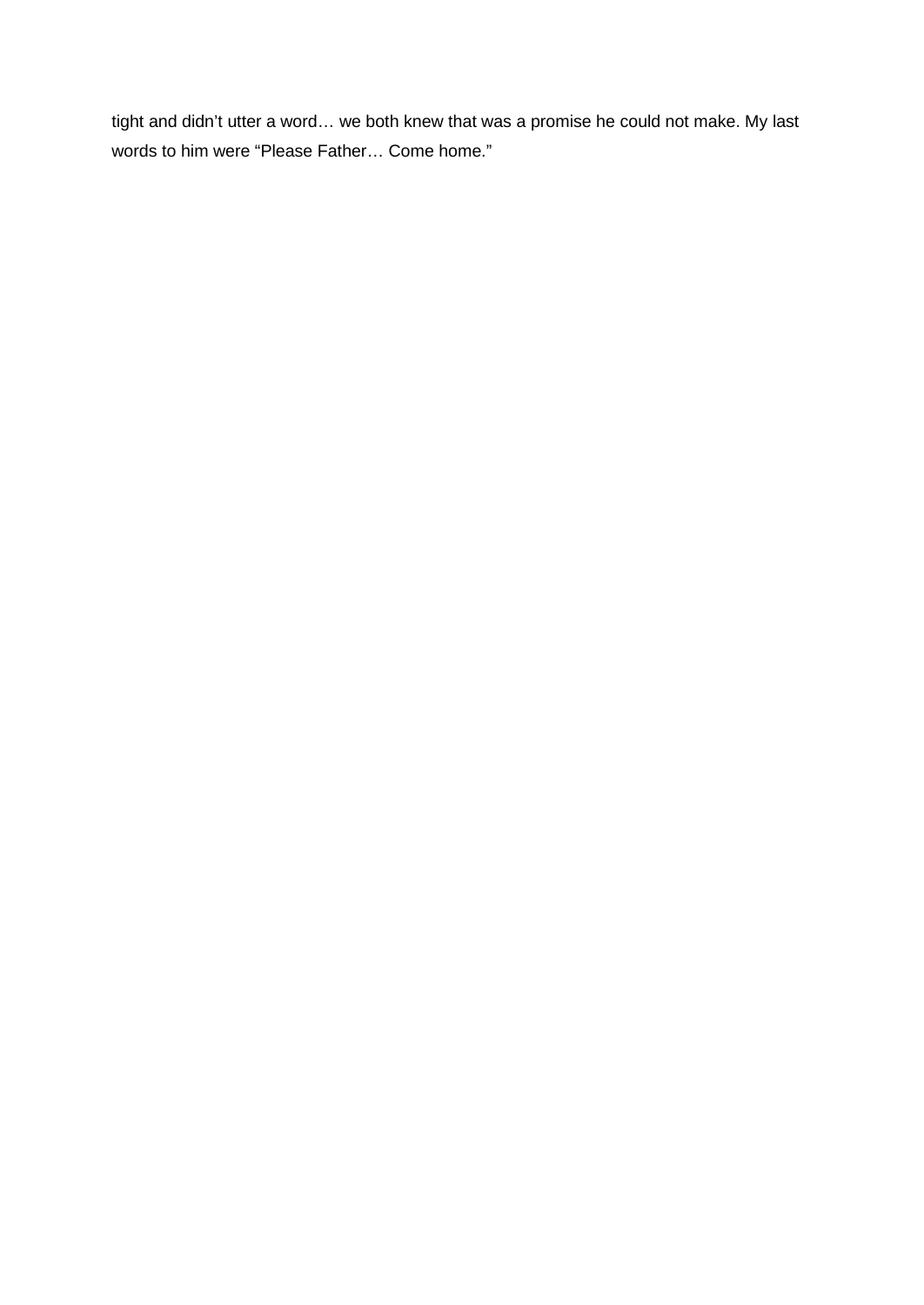tight and didn’t utter a word… we both knew that was a promise he could not make. My last words to him were “Please Father… Come home.”